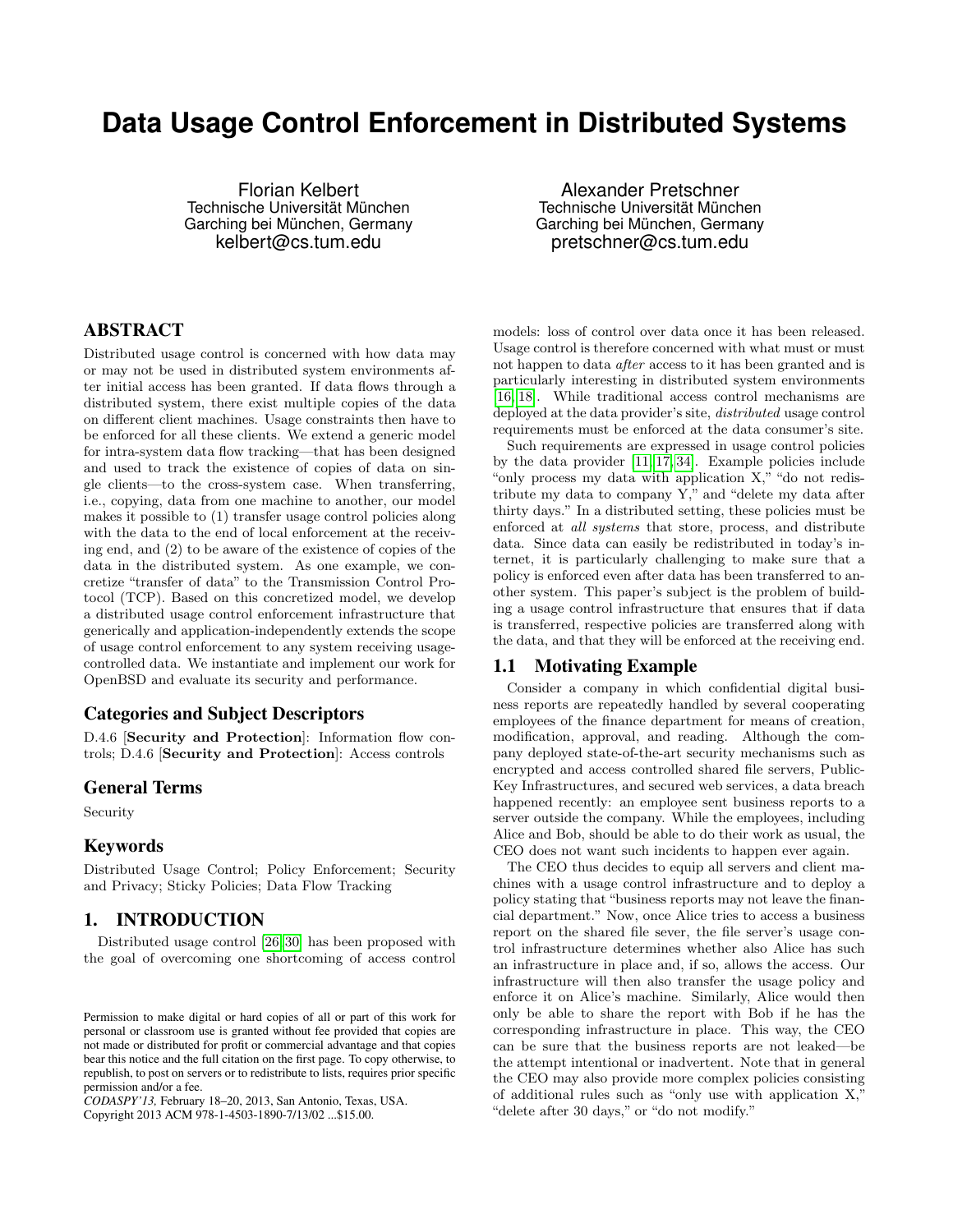# Data Usage Control Enforcement in Distributed Systems

Florian Kelbert
Technische Universität München
Garching bei München, Germany
kelbert@cs.tum.edu

Alexander Pretschner
Technische Universität München
Garching bei München, Germany
pretschner@cs.tum.edu

## ABSTRACT

Distributed usage control is concerned with how data may or may not be used in distributed system environments after initial access has been granted. If data flows through a distributed system, there exist multiple copies of the data on different client machines. Usage constraints then have to be enforced for all these clients. We extend a generic model for intra-system data flow tracking—that has been designed and used to track the existence of copies of data on single clients—to the cross-system case. When transferring, i.e., copying, data from one machine to another, our model makes it possible to (1) transfer usage control policies along with the data to the end of local enforcement at the receiving end, and (2) to be aware of the existence of copies of the data in the distributed system. As one example, we concretize "transfer of data" to the Transmission Control Protocol (TCP). Based on this concretized model, we develop a distributed usage control enforcement infrastructure that generically and application-independently extends the scope of usage control enforcement to any system receiving usage-controlled data. We instantiate and implement our work for OpenBSD and evaluate its security and performance.

### Categories and Subject Descriptors

D.4.6 [**Security and Protection**]: Information flow controls; D.4.6 [**Security and Protection**]: Access controls

### General Terms

Security

### Keywords

Distributed Usage Control; Policy Enforcement; Security and Privacy; Sticky Policies; Data Flow Tracking

## 1. INTRODUCTION

Distributed usage control [26, 30] has been proposed with the goal of overcoming one shortcoming of access control models: loss of control over data once it has been released. Usage control is therefore concerned with what must or must not happen to data *after* access to it has been granted and is particularly interesting in distributed system environments [16, 18]. While traditional access control mechanisms are deployed at the data provider's site, *distributed* usage control requirements must be enforced at the data consumer's site.

Such requirements are expressed in usage control policies by the data provider [11, 17, 34]. Example policies include "only process my data with application X," "do not redistribute my data to company Y," and "delete my data after thirty days." In a distributed setting, these policies must be enforced at *all systems* that store, process, and distribute data. Since data can easily be redistributed in today's internet, it is particularly challenging to make sure that a policy is enforced even after data has been transferred to another system. This paper's subject is the problem of building a usage control infrastructure that ensures that if data is transferred, respective policies are transferred along with the data, and that they will be enforced at the receiving end.

### 1.1 Motivating Example

Consider a company in which confidential digital business reports are repeatedly handled by several cooperating employees of the finance department for means of creation, modification, approval, and reading. Although the company deployed state-of-the-art security mechanisms such as encrypted and access controlled shared file servers, Public-Key Infrastructures, and secured web services, a data breach happened recently: an employee sent business reports to a server outside the company. While the employees, including Alice and Bob, should be able to do their work as usual, the CEO does not want such incidents to happen ever again.

The CEO thus decides to equip all servers and client machines with a usage control infrastructure and to deploy a policy stating that "business reports may not leave the financial department." Now, once Alice tries to access a business report on the shared file sever, the file server's usage control infrastructure determines whether also Alice has such an infrastructure in place and, if so, allows the access. Our infrastructure will then also transfer the usage policy and enforce it on Alice's machine. Similarly, Alice would then only be able to share the report with Bob if he has the corresponding infrastructure in place. This way, the CEO can be sure that the business reports are not leaked—be the attempt intentional or inadvertent. Note that in general the CEO may also provide more complex policies consisting of additional rules such as "only use with application X," "delete after 30 days," or "do not modify."

Permission to make digital or hard copies of all or part of this work for personal or classroom use is granted without fee provided that copies are not made or distributed for profit or commercial advantage and that copies bear this notice and the full citation on the first page. To copy otherwise, to republish, to post on servers or to redistribute to lists, requires prior specific permission and/or a fee.
*CODASPY'13,* February 18–20, 2013, San Antonio, Texas, USA.
Copyright 2013 ACM 978-1-4503-1890-7/13/02 ...$15.00.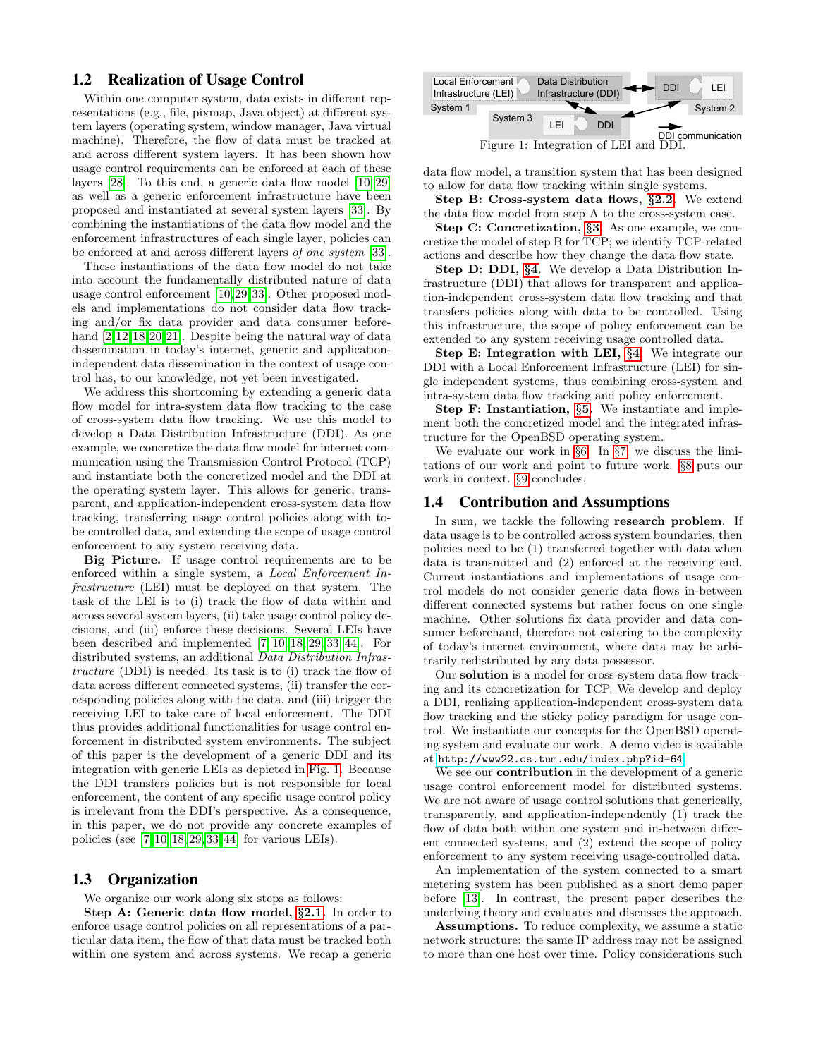## 1.2 Realization of Usage Control

Within one computer system, data exists in different representations (e.g., file, pixmap, Java object) at different system layers (operating system, window manager, Java virtual machine). Therefore, the flow of data must be tracked at and across different system layers. It has been shown how usage control requirements can be enforced at each of these layers [28]. To this end, a generic data flow model [10, 29] as well as a generic enforcement infrastructure have been proposed and instantiated at several system layers [33]. By combining the instantiations of the data flow model and the enforcement infrastructures of each single layer, policies can be enforced at and across different layers *of one system* [33].

These instantiations of the data flow model do not take into account the fundamentally distributed nature of data usage control enforcement [10, 29, 33]. Other proposed models and implementations do not consider data flow tracking and/or fix data provider and data consumer beforehand [2, 12, 18, 20, 21]. Despite being the natural way of data dissemination in today's internet, generic and application-independent data dissemination in the context of usage control has, to our knowledge, not yet been investigated.

We address this shortcoming by extending a generic data flow model for intra-system data flow tracking to the case of cross-system data flow tracking. We use this model to develop a Data Distribution Infrastructure (DDI). As one example, we concretize the data flow model for internet communication using the Transmission Control Protocol (TCP) and instantiate both the concretized model and the DDI at the operating system layer. This allows for generic, transparent, and application-independent cross-system data flow tracking, transferring usage control policies along with to-be controlled data, and extending the scope of usage control enforcement to any system receiving data.

**Big Picture.** If usage control requirements are to be enforced within a single system, a *Local Enforcement Infrastructure* (LEI) must be deployed on that system. The task of the LEI is to (i) track the flow of data within and across several system layers, (ii) take usage control policy decisions, and (iii) enforce these decisions. Several LEIs have been described and implemented [7, 10, 18, 29, 33, 44]. For distributed systems, an additional *Data Distribution Infrastructure* (DDI) is needed. Its task is to (i) track the flow of data across different connected systems, (ii) transfer the corresponding policies along with the data, and (iii) trigger the receiving LEI to take care of local enforcement. The DDI thus provides additional functionalities for usage control enforcement in distributed system environments. The subject of this paper is the development of a generic DDI and its integration with generic LEIs as depicted in Fig. 1. Because the DDI transfers policies but is not responsible for local enforcement, the content of any specific usage control policy is irrelevant from the DDI's perspective. As a consequence, in this paper, we do not provide any concrete examples of policies (see [7, 10, 18, 29, 33, 44] for various LEIs).

## 1.3 Organization

We organize our work along six steps as follows:

**Step A: Generic data flow model, §2.1.** In order to enforce usage control policies on all representations of a particular data item, the flow of that data must be tracked both within one system and across systems. We recap a generic data flow model, a transition system that has been designed to allow for data flow tracking within single systems.

Local Enforcement Infrastructure (LEI)
Data Distribution Infrastructure (DDI)
System 1
DDI
LEI
System 2
System 3
LEI
DDI
DDI communication

Figure 1: Integration of LEI and DDI.

**Step B: Cross-system data flows, §2.2.** We extend the data flow model from step A to the cross-system case.

**Step C: Concretization, §3.** As one example, we concretize the model of step B for TCP; we identify TCP-related actions and describe how they change the data flow state.

**Step D: DDI, §4.** We develop a Data Distribution Infrastructure (DDI) that allows for transparent and application-independent cross-system data flow tracking and that transfers policies along with data to be controlled. Using this infrastructure, the scope of policy enforcement can be extended to any system receiving usage controlled data.

**Step E: Integration with LEI, §4.** We integrate our DDI with a Local Enforcement Infrastructure (LEI) for single independent systems, thus combining cross-system and intra-system data flow tracking and policy enforcement.

**Step F: Instantiation, §5.** We instantiate and implement both the concretized model and the integrated infrastructure for the OpenBSD operating system.

We evaluate our work in §6. In §7, we discuss the limitations of our work and point to future work. §8 puts our work in context. §9 concludes.

## 1.4 Contribution and Assumptions

In sum, we tackle the following **research problem**. If data usage is to be controlled across system boundaries, then policies need to be (1) transferred together with data when data is transmitted and (2) enforced at the receiving end. Current instantiations and implementations of usage control models do not consider generic data flows in-between different connected systems but rather focus on one single machine. Other solutions fix data provider and data consumer beforehand, therefore not catering to the complexity of today's internet environment, where data may be arbitrarily redistributed by any data possessor.

Our **solution** is a model for cross-system data flow tracking and its concretization for TCP. We develop and deploy a DDI, realizing application-independent cross-system data flow tracking and the sticky policy paradigm for usage control. We instantiate our concepts for the OpenBSD operating system and evaluate our work. A demo video is available at `http://www22.cs.tum.edu/index.php?id=64`.

We see our **contribution** in the development of a generic usage control enforcement model for distributed systems. We are not aware of usage control solutions that generically, transparently, and application-independently (1) track the flow of data both within one system and in-between different connected systems, and (2) extend the scope of policy enforcement to any system receiving usage-controlled data.

An implementation of the system connected to a smart metering system has been published as a short demo paper before [13]. In contrast, the present paper describes the underlying theory and evaluates and discusses the approach.

**Assumptions.** To reduce complexity, we assume a static network structure: the same IP address may not be assigned to more than one host over time. Policy considerations such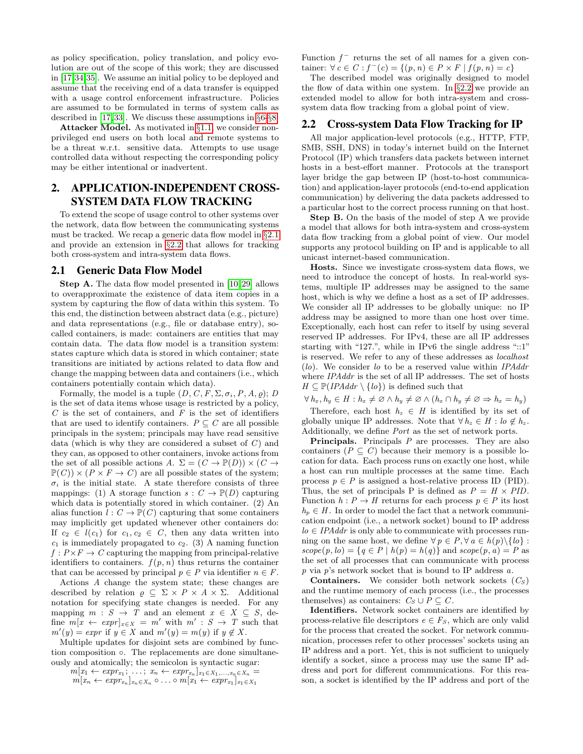as policy specification, policy translation, and policy evolution are out of the scope of this work; they are discussed in [17,34,35]. We assume an initial policy to be deployed and assume that the receiving end of a data transfer is equipped with a usage control enforcement infrastructure. Policies are assumed to be formulated in terms of system calls as described in [17,33]. We discuss these assumptions in §6-§8.

**Attacker Model.** As motivated in §1.1, we consider non-privileged end users on both local and remote systems to be a threat w.r.t. sensitive data. Attempts to use usage controlled data without respecting the corresponding policy may be either intentional or inadvertent.

## 2. APPLICATION-INDEPENDENT CROSS-SYSTEM DATA FLOW TRACKING

To extend the scope of usage control to other systems over the network, data flow between the communicating systems must be tracked. We recap a generic data flow model in §2.1 and provide an extension in §2.2 that allows for tracking both cross-system and intra-system data flows.

### 2.1 Generic Data Flow Model

**Step A.** The data flow model presented in [10,29] allows to overapproximate the existence of data item copies in a system by capturing the flow of data within this system. To this end, the distinction between abstract data (e.g., picture) and data representations (e.g., file or database entry), so-called containers, is made: containers are entities that may contain data. The data flow model is a transition system: states capture which data is stored in which container; state transitions are initiated by actions related to data flow and change the mapping between data and containers (i.e., which containers potentially contain which data).

Formally, the model is a tuple $(D, C, F, \Sigma, \sigma_i, P, A, \varrho)$; $D$ is the set of data items whose usage is restricted by a policy, $C$ is the set of containers, and $F$ is the set of identifiers that are used to identify containers. $P \subseteq C$ are all possible principals in the system; principals may have read sensitive data (which is why they are considered a subset of $C$) and they can, as opposed to other containers, invoke actions from the set of all possible actions $A$. $\Sigma = (C \to \mathbb{P}(D)) \times (C \to \mathbb{P}(C)) \times (P \times F \to C)$ are all possible states of the system; $\sigma_i$ is the initial state. A state therefore consists of three mappings: (1) A storage function $s : C \to \mathbb{P}(D)$ capturing which data is potentially stored in which container. (2) An alias function $l : C \to \mathbb{P}(C)$ capturing that some containers may implicitly get updated whenever other containers do: If $c_2 \in l(c_1)$ for $c_1, c_2 \in C$, then any data written into $c_1$ is immediately propagated to $c_2$. (3) A naming function $f : P \times F \to C$ capturing the mapping from principal-relative identifiers to containers. $f(p, n)$ thus returns the container that can be accessed by principal $p \in P$ via identifier $n \in F$.

Actions $A$ change the system state; these changes are described by relation $\varrho \subseteq \Sigma \times P \times A \times \Sigma$. Additional notation for specifying state changes is needed. For any mapping $m : S \to T$ and an element $x \in X \subseteq S$, define $m[x \leftarrow expr]_{x \in X} = m'$ with $m' : S \to T$ such that $m'(y) = expr$ if $y \in X$ and $m'(y) = m(y)$ if $y \notin X$.

Multiple updates for disjoint sets are combined by function composition $\circ$. The replacements are done simultaneously and atomically; the semicolon is syntactic sugar:

$$m[x_1 \leftarrow expr_{x_1}; \ldots; x_n \leftarrow expr_{x_n}]_{x_1 \in X_1, \ldots, x_n \in X_n} = m[x_n \leftarrow expr_{x_n}]_{x_n \in X_n} \circ \ldots \circ m[x_1 \leftarrow expr_{x_1}]_{x_1 \in X_1}$$

Function $f^-$ returns the set of all names for a given container: $\forall\, c \in C : f^-(c) = \{(p, n) \in P \times F \mid f(p, n) = c\}$

The described model was originally designed to model the flow of data within one system. In §2.2 we provide an extended model to allow for both intra-system and cross-system data flow tracking from a global point of view.

### 2.2 Cross-system Data Flow Tracking for IP

All major application-level protocols (e.g., HTTP, FTP, SMB, SSH, DNS) in today's internet build on the Internet Protocol (IP) which transfers data packets between internet hosts in a best-effort manner. Protocols at the transport layer bridge the gap between IP (host-to-host communication) and application-layer protocols (end-to-end application communication) by delivering the data packets addressed to a particular host to the correct process running on that host.

**Step B.** On the basis of the model of step A we provide a model that allows for both intra-system and cross-system data flow tracking from a global point of view. Our model supports any protocol building on IP and is applicable to all unicast internet-based communication.

**Hosts.** Since we investigate cross-system data flows, we need to introduce the concept of hosts. In real-world systems, multiple IP addresses may be assigned to the same host, which is why we define a host as a set of IP addresses. We consider all IP addresses to be globally unique: no IP address may be assigned to more than one host over time. Exceptionally, each host can refer to itself by using several reserved IP addresses. For IPv4, these are all IP addresses starting with "127.", while in IPv6 the single address "::1" is reserved. We refer to any of these addresses as *localhost* (*lo*). We consider *lo* to be a reserved value within *IPAddr* where *IPAddr* is the set of all IP addresses. The set of hosts $H \subseteq \mathbb{P}(IPAddr \setminus \{lo\})$ is defined such that

$$\forall\, h_x, h_y \in H : h_x \neq \varnothing \wedge h_y \neq \varnothing \wedge (h_x \cap h_y \neq \varnothing \Rightarrow h_x = h_y)$$

Therefore, each host $h_z \in H$ is identified by its set of globally unique IP addresses. Note that $\forall\, h_z \in H : lo \notin h_z$. Additionally, we define *Port* as the set of network ports.

**Principals.** Principals $P$ are processes. They are also containers ($P \subseteq C$) because their memory is a possible location for data. Each process runs on exactly one host, while a host can run multiple processes at the same time. Each process $p \in P$ is assigned a host-relative process ID (PID). Thus, the set of principals P is defined as $P = H \times PID$. Function $h : P \to H$ returns for each process $p \in P$ its host $h_p \in H$. In order to model the fact that a network communication endpoint (i.e., a network socket) bound to IP address $lo \in IPAddr$ is only able to communicate with processes running on the same host, we define $\forall\, p \in P, \forall\, a \in h(p) \backslash \{lo\}$ : $scope(p, lo) = \{q \in P \mid h(p) = h(q)\}$ and $scope(p, a) = P$ as the set of all processes that can communicate with process $p$ via $p$'s network socket that is bound to IP address $a$.

**Containers.** We consider both network sockets ($C_S$) and the runtime memory of each process (i.e., the processes themselves) as containers: $C_S \cup P \subseteq C$.

**Identifiers.** Network socket containers are identified by process-relative file descriptors $e \in F_S$, which are only valid for the process that created the socket. For network communication, processes refer to other processes' sockets using an IP address and a port. Yet, this is not sufficient to uniquely identify a socket, since a process may use the same IP address and port for different communications. For this reason, a socket is identified by the IP address and port of the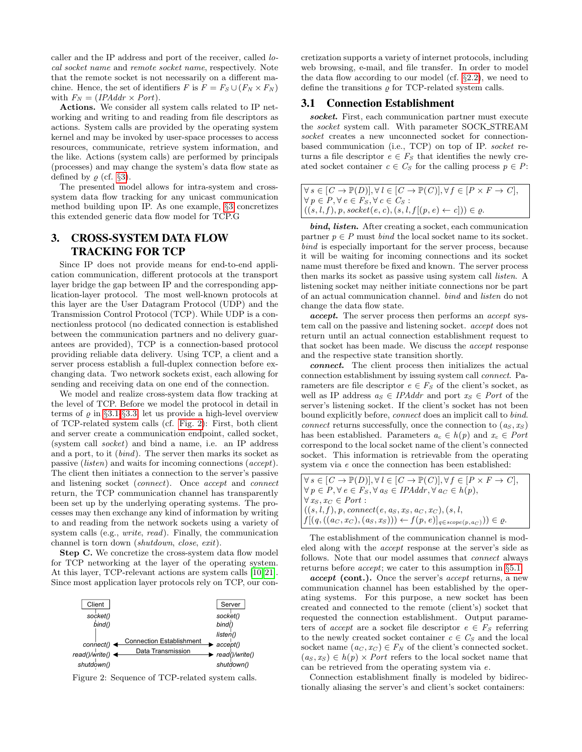caller and the IP address and port of the receiver, called *local socket name* and *remote socket name*, respectively. Note that the remote socket is not necessarily on a different machine. Hence, the set of identifiers $F$ is $F = F_S \cup (F_N \times F_N)$ with $F_N = (IPAddr \times Port)$.

**Actions.** We consider all system calls related to IP networking and writing to and reading from file descriptors as actions. System calls are provided by the operating system kernel and may be invoked by user-space processes to access resources, communicate, retrieve system information, and the like. Actions (system calls) are performed by principals (processes) and may change the system's data flow state as defined by $\varrho$ (cf. §3).

The presented model allows for intra-system and cross-system data flow tracking for any unicast communication method building upon IP. As one example, §3 concretizes this extended generic data flow model for TCP.G

# 3. CROSS-SYSTEM DATA FLOW TRACKING FOR TCP

Since IP does not provide means for end-to-end application communication, different protocols at the transport layer bridge the gap between IP and the corresponding application-layer protocol. The most well-known protocols at this layer are the User Datagram Protocol (UDP) and the Transmission Control Protocol (TCP). While UDP is a connectionless protocol (no dedicated connection is established between the communication partners and no delivery guarantees are provided), TCP is a connection-based protocol providing reliable data delivery. Using TCP, a client and a server process establish a full-duplex connection before exchanging data. Two network sockets exist, each allowing for sending and receiving data on one end of the connection.

We model and realize cross-system data flow tracking at the level of TCP. Before we model the protocol in detail in terms of $\varrho$ in §3.1–§3.3, let us provide a high-level overview of TCP-related system calls (cf. Fig. 2): First, both client and server create a communication endpoint, called socket, (system call *socket*) and bind a name, i.e. an IP address and a port, to it (*bind*). The server then marks its socket as passive (*listen*) and waits for incoming connections (*accept*). The client then initiates a connection to the server's passive and listening socket (*connect*). Once *accept* and *connect* return, the TCP communication channel has transparently been set up by the underlying operating systems. The processes may then exchange any kind of information by writing to and reading from the network sockets using a variety of system calls (e.g., *write*, *read*). Finally, the communication channel is torn down (*shutdown*, *close*, *exit*).

**Step C.** We concretize the cross-system data flow model for TCP networking at the layer of the operating system. At this layer, TCP-relevant actions are system calls [10, 21]. Since most application layer protocols rely on TCP, our concretization supports a variety of internet protocols, including web browsing, e-mail, and file transfer. In order to model the data flow according to our model (cf. §2.2), we need to define the transitions $\varrho$ for TCP-related system calls.

Client
socket()
bind()
connect()
read()/write()
shutdown()
Connection Establishment
Data Transmission
Server
socket()
bind()
listen()
accept()
read()/write()
shutdown()

Figure 2: Sequence of TCP-related system calls.

## 3.1 Connection Establishment

***socket.*** First, each communication partner must execute the *socket* system call. With parameter SOCK_STREAM *socket* creates a new unconnected socket for connection-based communication (i.e., TCP) on top of IP. *socket* returns a file descriptor $e \in F_S$ that identifies the newly created socket container $c \in C_S$ for the calling process $p \in P$:

$$\forall s \in [C \to \mathbb{P}(D)], \forall l \in [C \to \mathbb{P}(C)], \forall f \in [P \times F \to C], \forall p \in P, \forall e \in F_S, \forall c \in C_S : ((s, l, f), p, socket(e, c), (s, l, f[(p, e) \leftarrow c])) \in \varrho.$$

***bind, listen.*** After creating a socket, each communication partner $p \in P$ must *bind* the local socket name to its socket. *bind* is especially important for the server process, because it will be waiting for incoming connections and its socket name must therefore be fixed and known. The server process then marks its socket as passive using system call *listen*. A listening socket may neither initiate connections nor be part of an actual communication channel. *bind* and *listen* do not change the data flow state.

***accept.*** The server process then performs an *accept* system call on the passive and listening socket. *accept* does not return until an actual connection establishment request to that socket has been made. We discuss the *accept* response and the respective state transition shortly.

***connect.*** The client process then initializes the actual connection establishment by issuing system call *connect*. Parameters are file descriptor $e \in F_S$ of the client's socket, as well as IP address $a_S \in IPAddr$ and port $x_S \in Port$ of the server's listening socket. If the client's socket has not been bound explicitly before, *connect* does an implicit call to *bind*. *connect* returns successfully, once the connection to $(a_S, x_S)$ has been established. Parameters $a_c \in h(p)$ and $x_c \in Port$ correspond to the local socket name of the client's connected socket. This information is retrievable from the operating system via $e$ once the connection has been established:

$$\forall s \in [C \to \mathbb{P}(D)], \forall l \in [C \to \mathbb{P}(C)], \forall f \in [P \times F \to C], \forall p \in P, \forall e \in F_S, \forall a_S \in IPAddr, \forall a_C \in h(p), \forall x_S, x_C \in Port : ((s, l, f), p, connect(e, a_S, x_S, a_C, x_C), (s, l, f[(q, ((a_C, x_C), (a_S, x_S))) \leftarrow f(p, e)]_{q \in scope(p, a_C)})) \in \varrho.$$

The establishment of the communication channel is modeled along with the *accept* response at the server's side as follows. Note that our model assumes that *connect* always returns before *accept*; we cater to this assumption in §5.1.

***accept* (cont.).** Once the server's *accept* returns, a new communication channel has been established by the operating systems. For this purpose, a new socket has been created and connected to the remote (client's) socket that requested the connection establishment. Output parameters of *accept* are a socket file descriptor $e \in F_S$ referring to the newly created socket container $c \in C_S$ and the local socket name $(a_C, x_C) \in F_N$ of the client's connected socket. $(a_S, x_S) \in h(p) \times Port$ refers to the local socket name that can be retrieved from the operating system via $e$.

Connection establishment finally is modeled by bidirectionally aliasing the server's and client's socket containers: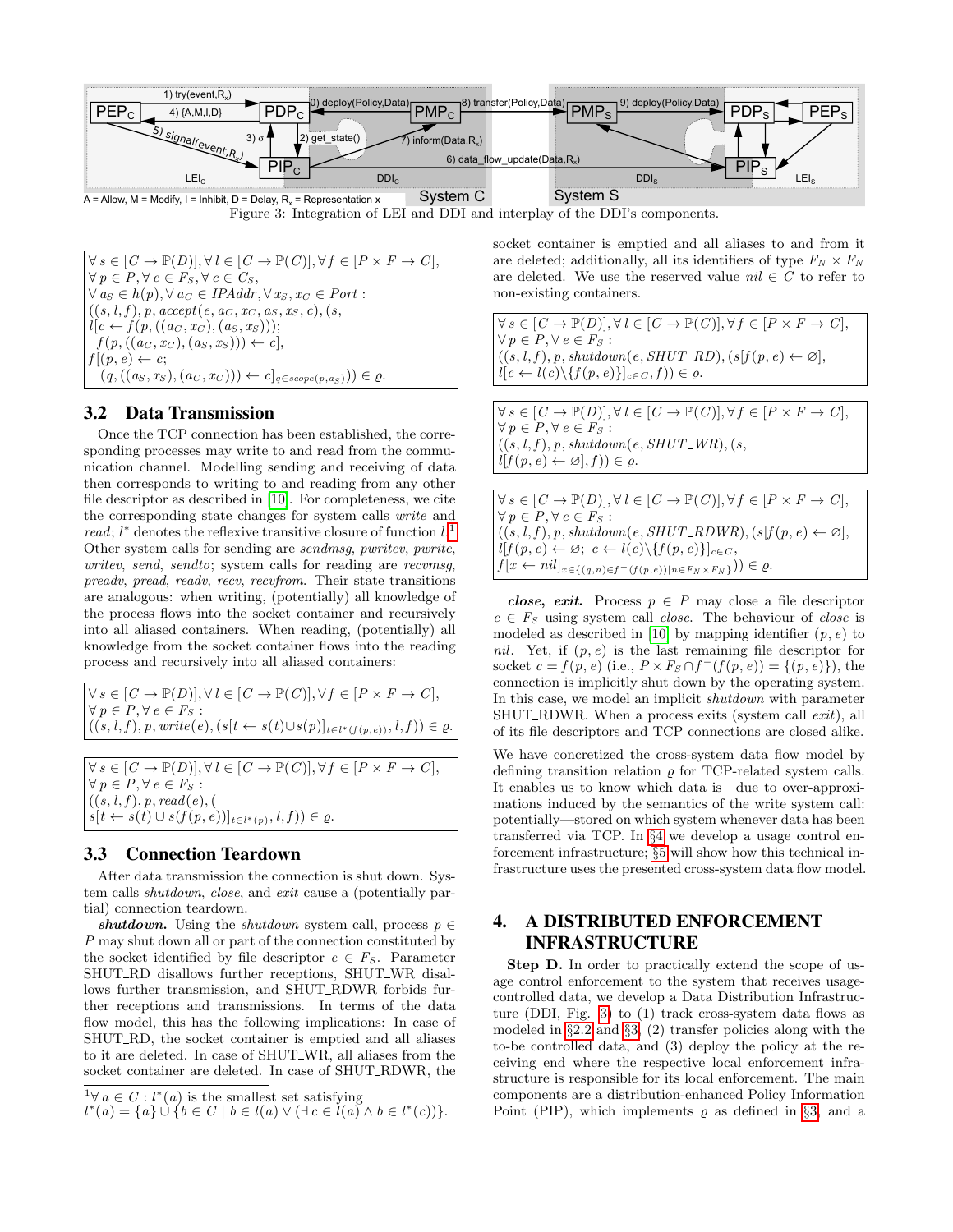Figure 3: Integration of LEI and DDI and interplay of the DDI's components.

$$\begin{array}{l}\forall\, s \in [C \to \mathbb{P}(D)], \forall\, l \in [C \to \mathbb{P}(C)], \forall\, f \in [P \times F \to C],\\ \forall\, p \in P, \forall\, e \in F_S, \forall\, c \in C_S,\\ \forall\, a_S \in h(p), \forall\, a_C \in \mathit{IPAddr}, \forall\, x_S, x_C \in \mathit{Port}:\\ ((s, l, f), p, \mathit{accept}(e, a_C, x_C, a_S, x_S, c), (s,\\ l[c \leftarrow f(p, ((a_C, x_C), (a_S, x_S)));\\ \quad f(p, ((a_C, x_C), (a_S, x_S))) \leftarrow c],\\ f[(p, e) \leftarrow c;\\ \quad (q, ((a_S, x_S), (a_C, x_C))) \leftarrow c]_{q \in \mathit{scope}(p, a_S)})) \in \varrho.\end{array}$$

## 3.2 Data Transmission

Once the TCP connection has been established, the corresponding processes may write to and read from the communication channel. Modelling sending and receiving of data then corresponds to writing to and reading from any other file descriptor as described in [10]. For completeness, we cite the corresponding state changes for system calls *write* and *read*; $l^*$ denotes the reflexive transitive closure of function $l$.[1] Other system calls for sending are *sendmsg*, *pwritev*, *pwrite*, *writev*, *send*, *sendto*; system calls for reading are *recvmsg*, *preadv*, *pread*, *readv*, *recv*, *recvfrom*. Their state transitions are analogous: when writing, (potentially) all knowledge of the process flows into the socket container and recursively into all aliased containers. When reading, (potentially) all knowledge from the socket container flows into the reading process and recursively into all aliased containers:

$$\begin{array}{l}\forall\, s \in [C \to \mathbb{P}(D)], \forall\, l \in [C \to \mathbb{P}(C)], \forall\, f \in [P \times F \to C],\\ \forall\, p \in P, \forall\, e \in F_S:\\ ((s, l, f), p, \mathit{write}(e), (s[t \leftarrow s(t) \cup s(p)]_{t \in l^*(f(p,e))}, l, f)) \in \varrho.\end{array}$$

$$\begin{array}{l}\forall\, s \in [C \to \mathbb{P}(D)], \forall\, l \in [C \to \mathbb{P}(C)], \forall\, f \in [P \times F \to C],\\ \forall\, p \in P, \forall\, e \in F_S:\\ ((s, l, f), p, \mathit{read}(e), (\\ s[t \leftarrow s(t) \cup s(f(p, e))]_{t \in l^*(p)}, l, f)) \in \varrho.\end{array}$$

## 3.3 Connection Teardown

After data transmission the connection is shut down. System calls *shutdown*, *close*, and *exit* cause a (potentially partial) connection teardown.

***shutdown.*** Using the *shutdown* system call, process $p \in P$ may shut down all or part of the connection constituted by the socket identified by file descriptor $e \in F_S$. Parameter SHUT_RD disallows further receptions, SHUT_WR disallows further transmission, and SHUT_RDWR forbids further receptions and transmissions. In terms of the data flow model, this has the following implications: In case of SHUT_RD, the socket container is emptied and all aliases to it are deleted. In case of SHUT_WR, all aliases from the socket container are deleted. In case of SHUT_RDWR, the socket container is emptied and all aliases to and from it are deleted; additionally, all its identifiers of type $F_N \times F_N$ are deleted. We use the reserved value $nil \in C$ to refer to non-existing containers.

$$\begin{array}{l}\forall\, s \in [C \to \mathbb{P}(D)], \forall\, l \in [C \to \mathbb{P}(C)], \forall\, f \in [P \times F \to C],\\ \forall\, p \in P, \forall\, e \in F_S:\\ ((s, l, f), p, \mathit{shutdown}(e, \mathit{SHUT\_RD}), (s[f(p, e) \leftarrow \varnothing],\\ l[c \leftarrow l(c) \backslash \{f(p, e)\}]_{c \in C}, f)) \in \varrho.\end{array}$$

$$\begin{array}{l}\forall\, s \in [C \to \mathbb{P}(D)], \forall\, l \in [C \to \mathbb{P}(C)], \forall\, f \in [P \times F \to C],\\ \forall\, p \in P, \forall\, e \in F_S:\\ ((s, l, f), p, \mathit{shutdown}(e, \mathit{SHUT\_WR}), (s,\\ l[f(p, e) \leftarrow \varnothing], f)) \in \varrho.\end{array}$$

$$\begin{array}{l}\forall\, s \in [C \to \mathbb{P}(D)], \forall\, l \in [C \to \mathbb{P}(C)], \forall\, f \in [P \times F \to C],\\ \forall\, p \in P, \forall\, e \in F_S:\\ ((s, l, f), p, \mathit{shutdown}(e, \mathit{SHUT\_RDWR}), (s[f(p, e) \leftarrow \varnothing],\\ l[f(p, e) \leftarrow \varnothing;\; c \leftarrow l(c) \backslash \{f(p, e)\}]_{c \in C},\\ f[x \leftarrow nil]_{x \in \{(q,n) \in f^-(f(p,e)) \mid n \in F_N \times F_N\}})) \in \varrho.\end{array}$$

***close, exit.*** Process $p \in P$ may close a file descriptor $e \in F_S$ using system call *close*. The behaviour of *close* is modeled as described in [10] by mapping identifier $(p, e)$ to *nil*. Yet, if $(p, e)$ is the last remaining file descriptor for socket $c = f(p, e)$ (i.e., $P \times F_S \cap f^-(f(p, e)) = \{(p, e)\}$), the connection is implicitly shut down by the operating system. In this case, we model an implicit *shutdown* with parameter SHUT_RDWR. When a process exits (system call *exit*), all of its file descriptors and TCP connections are closed alike.

We have concretized the cross-system data flow model by defining transition relation $\varrho$ for TCP-related system calls. It enables us to know which data is—due to over-approximations induced by the semantics of the write system call: potentially—stored on which system whenever data has been transferred via TCP. In §4 we develop a usage control enforcement infrastructure; §5 will show how this technical infrastructure uses the presented cross-system data flow model.

## 4. A DISTRIBUTED ENFORCEMENT INFRASTRUCTURE

**Step D.** In order to practically extend the scope of usage control enforcement to the system that receives usage-controlled data, we develop a Data Distribution Infrastructure (DDI, Fig. 3) to (1) track cross-system data flows as modeled in §2.2 and §3, (2) transfer policies along with the to-be controlled data, and (3) deploy the policy at the receiving end where the respective local enforcement infrastructure is responsible for its local enforcement. The main components are a distribution-enhanced Policy Information Point (PIP), which implements $\varrho$ as defined in §3, and a

[1] $\forall\, a \in C : l^*(a)$ is the smallest set satisfying $l^*(a) = \{a\} \cup \{b \in C \mid b \in l(a) \vee (\exists\, c \in l(a) \wedge b \in l^*(c))\}$.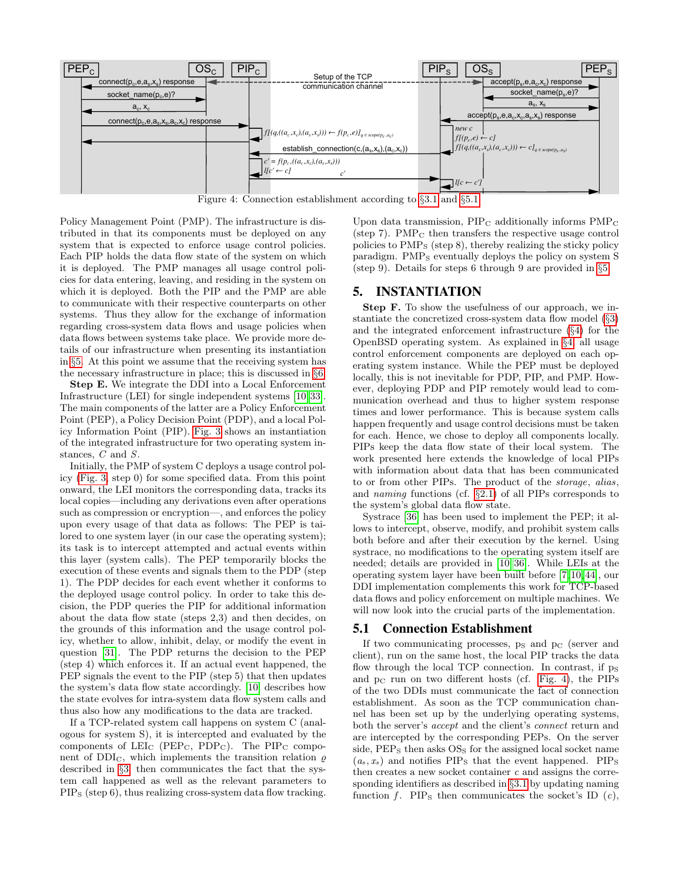Figure 4: Connection establishment according to §3.1 and §5.1

Policy Management Point (PMP). The infrastructure is distributed in that its components must be deployed on any system that is expected to enforce usage control policies. Each PIP holds the data flow state of the system on which it is deployed. The PMP manages all usage control policies for data entering, leaving, and residing in the system on which it is deployed. Both the PIP and the PMP are able to communicate with their respective counterparts on other systems. Thus they allow for the exchange of information regarding cross-system data flows and usage policies when data flows between systems take place. We provide more details of our infrastructure when presenting its instantiation in §5. At this point we assume that the receiving system has the necessary infrastructure in place; this is discussed in §6.

**Step E.** We integrate the DDI into a Local Enforcement Infrastructure (LEI) for single independent systems [10, 33]. The main components of the latter are a Policy Enforcement Point (PEP), a Policy Decision Point (PDP), and a local Policy Information Point (PIP). Fig. 3 shows an instantiation of the integrated infrastructure for two operating system instances, $C$ and $S$.

Initially, the PMP of system C deploys a usage control policy (Fig. 3, step 0) for some specified data. From this point onward, the LEI monitors the corresponding data, tracks its local copies—including any derivations even after operations such as compression or encryption—, and enforces the policy upon every usage of that data as follows: The PEP is tailored to one system layer (in our case the operating system); its task is to intercept attempted and actual events within this layer (system calls). The PEP temporarily blocks the execution of these events and signals them to the PDP (step 1). The PDP decides for each event whether it conforms to the deployed usage control policy. In order to take this decision, the PDP queries the PIP for additional information about the data flow state (steps 2,3) and then decides, on the grounds of this information and the usage control policy, whether to allow, inhibit, delay, or modify the event in question [31]. The PDP returns the decision to the PEP (step 4) which enforces it. If an actual event happened, the PEP signals the event to the PIP (step 5) that then updates the system's data flow state accordingly. [10] describes how the state evolves for intra-system data flow system calls and thus also how any modifications to the data are tracked.

If a TCP-related system call happens on system C (analogous for system S), it is intercepted and evaluated by the components of $\text{LEI}_\text{C}$ ($\text{PEP}_\text{C}$, $\text{PDP}_\text{C}$). The $\text{PIP}_\text{C}$ component of $\text{DDI}_\text{C}$, which implements the transition relation $\varrho$ described in §3, then communicates the fact that the system call happened as well as the relevant parameters to $\text{PIP}_\text{S}$ (step 6), thus realizing cross-system data flow tracking. Upon data transmission, $\text{PIP}_\text{C}$ additionally informs $\text{PMP}_\text{C}$ (step 7). $\text{PMP}_\text{C}$ then transfers the respective usage control policies to $\text{PMP}_\text{S}$ (step 8), thereby realizing the sticky policy paradigm. $\text{PMP}_\text{S}$ eventually deploys the policy on system S (step 9). Details for steps 6 through 9 are provided in §5.

## 5. INSTANTIATION

**Step F.** To show the usefulness of our approach, we instantiate the concretized cross-system data flow model (§3) and the integrated enforcement infrastructure (§4) for the OpenBSD operating system. As explained in §4, all usage control enforcement components are deployed on each operating system instance. While the PEP must be deployed locally, this is not inevitable for PDP, PIP, and PMP. However, deploying PDP and PIP remotely would lead to communication overhead and thus to higher system response times and lower performance. This is because system calls happen frequently and usage control decisions must be taken for each. Hence, we chose to deploy all components locally. PIPs keep the data flow state of their local system. The work presented here extends the knowledge of local PIPs with information about data that has been communicated to or from other PIPs. The product of the *storage*, *alias*, and *naming* functions (cf. §2.1) of all PIPs corresponds to the system's global data flow state.

Systrace [36] has been used to implement the PEP; it allows to intercept, observe, modify, and prohibit system calls both before and after their execution by the kernel. Using systrace, no modifications to the operating system itself are needed; details are provided in [10, 36]. While LEIs at the operating system layer have been built before [7, 10, 44], our DDI implementation complements this work for TCP-based data flows and policy enforcement on multiple machines. We will now look into the crucial parts of the implementation.

### 5.1 Connection Establishment

If two communicating processes, $\text{p}_\text{S}$ and $\text{p}_\text{C}$ (server and client), run on the same host, the local PIP tracks the data flow through the local TCP connection. In contrast, if $\text{p}_\text{S}$ and $\text{p}_\text{C}$ run on two different hosts (cf. Fig. 4), the PIPs of the two DDIs must communicate the fact of connection establishment. As soon as the TCP communication channel has been set up by the underlying operating systems, both the server's *accept* and the client's *connect* return and are intercepted by the corresponding PEPs. On the server side, $\text{PEP}_\text{S}$ then asks $\text{OS}_\text{S}$ for the assigned local socket name $(a_s, x_s)$ and notifies $\text{PIP}_\text{S}$ that the event happened. $\text{PIP}_\text{S}$ then creates a new socket container $c$ and assigns the corresponding identifiers as described in §3.1 by updating naming function $f$. $\text{PIP}_\text{S}$ then communicates the socket's ID ($c$),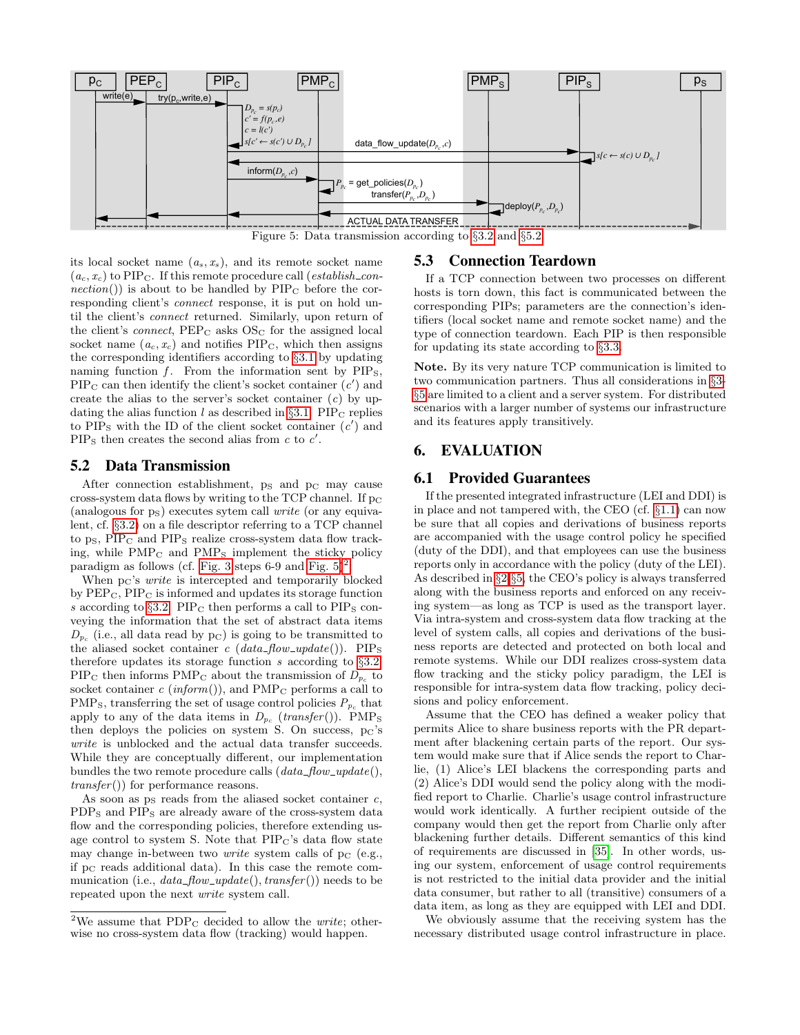Figure 5: Data transmission according to §3.2 and §5.2

its local socket name $(a_s, x_s)$, and its remote socket name $(a_c, x_c)$ to $\text{PIP}_\text{C}$. If this remote procedure call (*establish_connection*()) is about to be handled by $\text{PIP}_\text{C}$ before the corresponding client's *connect* response, it is put on hold until the client's *connect* returned. Similarly, upon return of the client's *connect*, $\text{PEP}_\text{C}$ asks $\text{OS}_\text{C}$ for the assigned local socket name $(a_c, x_c)$ and notifies $\text{PIP}_\text{C}$, which then assigns the corresponding identifiers according to §3.1 by updating naming function $f$. From the information sent by $\text{PIP}_\text{S}$, $\text{PIP}_\text{C}$ can then identify the client's socket container $(c')$ and create the alias to the server's socket container $(c)$ by updating the alias function $l$ as described in §3.1. $\text{PIP}_\text{C}$ replies to $\text{PIP}_\text{S}$ with the ID of the client socket container $(c')$ and $\text{PIP}_\text{S}$ then creates the second alias from $c$ to $c'$.

## 5.2 Data Transmission

After connection establishment, $\text{p}_\text{S}$ and $\text{p}_\text{C}$ may cause cross-system data flows by writing to the TCP channel. If $\text{p}_\text{C}$ (analogous for $\text{p}_\text{S}$) executes sytem call *write* (or any equivalent, cf. §3.2) on a file descriptor referring to a TCP channel to $\text{p}_\text{S}$, $\text{PIP}_\text{C}$ and $\text{PIP}_\text{S}$ realize cross-system data flow tracking, while $\text{PMP}_\text{C}$ and $\text{PMP}_\text{S}$ implement the sticky policy paradigm as follows (cf. Fig. 3 steps 6-9 and Fig. 5)[2].

When $\text{p}_\text{C}$'s *write* is intercepted and temporarily blocked by $\text{PEP}_\text{C}$, $\text{PIP}_\text{C}$ is informed and updates its storage function $s$ according to §3.2. $\text{PIP}_\text{C}$ then performs a call to $\text{PIP}_\text{S}$ conveying the information that the set of abstract data items $D_{p_c}$ (i.e., all data read by $\text{p}_\text{C}$) is going to be transmitted to the aliased socket container $c$ (*data_flow_update*()). $\text{PIP}_\text{S}$ therefore updates its storage function $s$ according to §3.2. $\text{PIP}_\text{C}$ then informs $\text{PMP}_\text{C}$ about the transmission of $D_{p_c}$ to socket container $c$ (*inform*()), and $\text{PMP}_\text{C}$ performs a call to $\text{PMP}_\text{S}$, transferring the set of usage control policies $P_{p_c}$ that apply to any of the data items in $D_{p_c}$ (*transfer*()). $\text{PMP}_\text{S}$ then deploys the policies on system S. On success, $\text{p}_\text{C}$'s *write* is unblocked and the actual data transfer succeeds. While they are conceptually different, our implementation bundles the two remote procedure calls (*data_flow_update*(), *transfer*()) for performance reasons.

As soon as $\text{p}_\text{S}$ reads from the aliased socket container $c$, $\text{PDP}_\text{S}$ and $\text{PIP}_\text{S}$ are already aware of the cross-system data flow and the corresponding policies, therefore extending usage control to system S. Note that $\text{PIP}_\text{C}$'s data flow state may change in-between two *write* system calls of $\text{p}_\text{C}$ (e.g., if $\text{p}_\text{C}$ reads additional data). In this case the remote communication (i.e., *data_flow_update*(), *transfer*()) needs to be repeated upon the next *write* system call.

[2]We assume that $\text{PDP}_\text{C}$ decided to allow the *write*; otherwise no cross-system data flow (tracking) would happen.

## 5.3 Connection Teardown

If a TCP connection between two processes on different hosts is torn down, this fact is communicated between the corresponding PIPs; parameters are the connection's identifiers (local socket name and remote socket name) and the type of connection teardown. Each PIP is then responsible for updating its state according to §3.3.

**Note.** By its very nature TCP communication is limited to two communication partners. Thus all considerations in §3-§5 are limited to a client and a server system. For distributed scenarios with a larger number of systems our infrastructure and its features apply transitively.

# 6. EVALUATION

## 6.1 Provided Guarantees

If the presented integrated infrastructure (LEI and DDI) is in place and not tampered with, the CEO (cf. §1.1) can now be sure that all copies and derivations of business reports are accompanied with the usage control policy he specified (duty of the DDI), and that employees can use the business reports only in accordance with the policy (duty of the LEI). As described in §2-§5, the CEO's policy is always transferred along with the business reports and enforced on any receiving system—as long as TCP is used as the transport layer. Via intra-system and cross-system data flow tracking at the level of system calls, all copies and derivations of the business reports are detected and protected on both local and remote systems. While our DDI realizes cross-system data flow tracking and the sticky policy paradigm, the LEI is responsible for intra-system data flow tracking, policy decisions and policy enforcement.

Assume that the CEO has defined a weaker policy that permits Alice to share business reports with the PR department after blackening certain parts of the report. Our system would make sure that if Alice sends the report to Charlie, (1) Alice's LEI blackens the corresponding parts and (2) Alice's DDI would send the policy along with the modified report to Charlie. Charlie's usage control infrastructure would work identically. A further recipient outside of the company would then get the report from Charlie only after blackening further details. Different semantics of this kind of requirements are discussed in [35]. In other words, using our system, enforcement of usage control requirements is not restricted to the initial data provider and the initial data consumer, but rather to all (transitive) consumers of a data item, as long as they are equipped with LEI and DDI.

We obviously assume that the receiving system has the necessary distributed usage control infrastructure in place.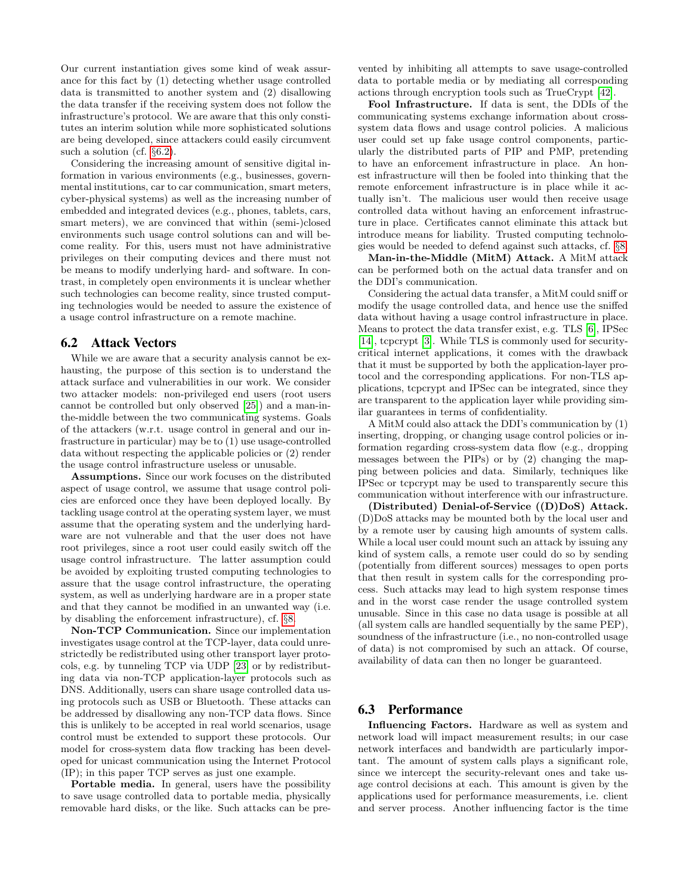Our current instantiation gives some kind of weak assurance for this fact by (1) detecting whether usage controlled data is transmitted to another system and (2) disallowing the data transfer if the receiving system does not follow the infrastructure's protocol. We are aware that this only constitutes an interim solution while more sophisticated solutions are being developed, since attackers could easily circumvent such a solution (cf. §6.2).

Considering the increasing amount of sensitive digital information in various environments (e.g., businesses, governmental institutions, car to car communication, smart meters, cyber-physical systems) as well as the increasing number of embedded and integrated devices (e.g., phones, tablets, cars, smart meters), we are convinced that within (semi-)closed environments such usage control solutions can and will become reality. For this, users must not have administrative privileges on their computing devices and there must not be means to modify underlying hard- and software. In contrast, in completely open environments it is unclear whether such technologies can become reality, since trusted computing technologies would be needed to assure the existence of a usage control infrastructure on a remote machine.

## 6.2 Attack Vectors

While we are aware that a security analysis cannot be exhausting, the purpose of this section is to understand the attack surface and vulnerabilities in our work. We consider two attacker models: non-privileged end users (root users cannot be controlled but only observed [25]) and a man-in-the-middle between the two communicating systems. Goals of the attackers (w.r.t. usage control in general and our infrastructure in particular) may be to (1) use usage-controlled data without respecting the applicable policies or (2) render the usage control infrastructure useless or unusable.

**Assumptions.** Since our work focuses on the distributed aspect of usage control, we assume that usage control policies are enforced once they have been deployed locally. By tackling usage control at the operating system layer, we must assume that the operating system and the underlying hardware are not vulnerable and that the user does not have root privileges, since a root user could easily switch off the usage control infrastructure. The latter assumption could be avoided by exploiting trusted computing technologies to assure that the usage control infrastructure, the operating system, as well as underlying hardware are in a proper state and that they cannot be modified in an unwanted way (i.e. by disabling the enforcement infrastructure), cf. §8.

**Non-TCP Communication.** Since our implementation investigates usage control at the TCP-layer, data could unrestrictedly be redistributed using other transport layer protocols, e.g. by tunneling TCP via UDP [23] or by redistributing data via non-TCP application-layer protocols such as DNS. Additionally, users can share usage controlled data using protocols such as USB or Bluetooth. These attacks can be addressed by disallowing any non-TCP data flows. Since this is unlikely to be accepted in real world scenarios, usage control must be extended to support these protocols. Our model for cross-system data flow tracking has been developed for unicast communication using the Internet Protocol (IP); in this paper TCP serves as just one example.

**Portable media.** In general, users have the possibility to save usage controlled data to portable media, physically removable hard disks, or the like. Such attacks can be prevented by inhibiting all attempts to save usage-controlled data to portable media or by mediating all corresponding actions through encryption tools such as TrueCrypt [42].

**Fool Infrastructure.** If data is sent, the DDIs of the communicating systems exchange information about cross-system data flows and usage control policies. A malicious user could set up fake usage control components, particularly the distributed parts of PIP and PMP, pretending to have an enforcement infrastructure in place. An honest infrastructure will then be fooled into thinking that the remote enforcement infrastructure is in place while it actually isn't. The malicious user would then receive usage controlled data without having an enforcement infrastructure in place. Certificates cannot eliminate this attack but introduce means for liability. Trusted computing technologies would be needed to defend against such attacks, cf. §8.

**Man-in-the-Middle (MitM) Attack.** A MitM attack can be performed both on the actual data transfer and on the DDI's communication.

Considering the actual data transfer, a MitM could sniff or modify the usage controlled data, and hence use the sniffed data without having a usage control infrastructure in place. Means to protect the data transfer exist, e.g. TLS [6], IPSec [14], tcpcrypt [3]. While TLS is commonly used for security-critical internet applications, it comes with the drawback that it must be supported by both the application-layer protocol and the corresponding applications. For non-TLS applications, tcpcrypt and IPSec can be integrated, since they are transparent to the application layer while providing similar guarantees in terms of confidentiality.

A MitM could also attack the DDI's communication by (1) inserting, dropping, or changing usage control policies or information regarding cross-system data flow (e.g., dropping messages between the PIPs) or by (2) changing the mapping between policies and data. Similarly, techniques like IPSec or tcpcrypt may be used to transparently secure this communication without interference with our infrastructure.

**(Distributed) Denial-of-Service ((D)DoS) Attack.** (D)DoS attacks may be mounted both by the local user and by a remote user by causing high amounts of system calls. While a local user could mount such an attack by issuing any kind of system calls, a remote user could do so by sending (potentially from different sources) messages to open ports that then result in system calls for the corresponding process. Such attacks may lead to high system response times and in the worst case render the usage controlled system unusable. Since in this case no data usage is possible at all (all system calls are handled sequentially by the same PEP), soundness of the infrastructure (i.e., no non-controlled usage of data) is not compromised by such an attack. Of course, availability of data can then no longer be guaranteed.

## 6.3 Performance

**Influencing Factors.** Hardware as well as system and network load will impact measurement results; in our case network interfaces and bandwidth are particularly important. The amount of system calls plays a significant role, since we intercept the security-relevant ones and take usage control decisions at each. This amount is given by the applications used for performance measurements, i.e. client and server process. Another influencing factor is the time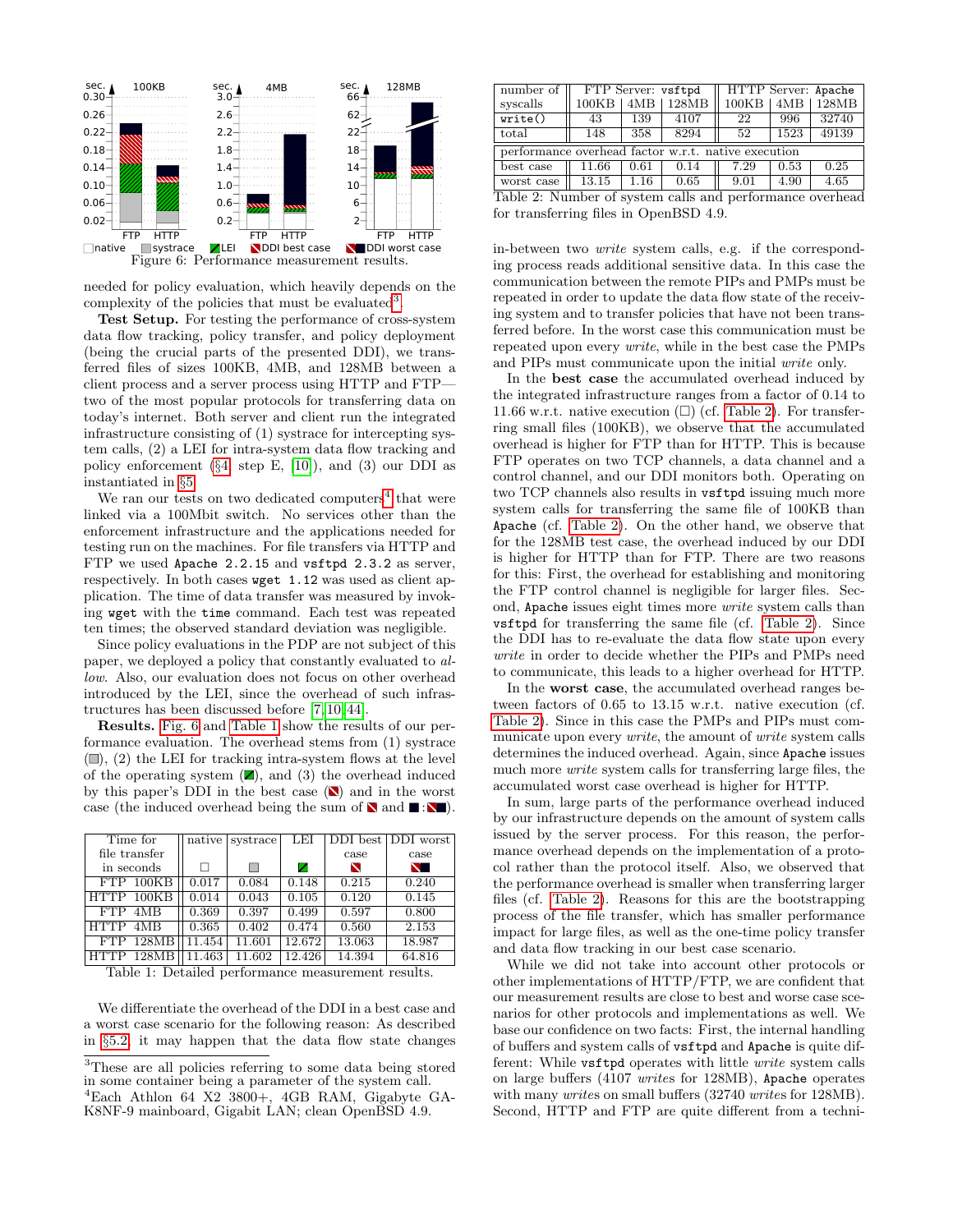Figure 6: Performance measurement results.

needed for policy evaluation, which heavily depends on the complexity of the policies that must be evaluated[3].

**Test Setup.** For testing the performance of cross-system data flow tracking, policy transfer, and policy deployment (being the crucial parts of the presented DDI), we transferred files of sizes 100KB, 4MB, and 128MB between a client process and a server process using HTTP and FTP—two of the most popular protocols for transferring data on today's internet. Both server and client run the integrated infrastructure consisting of (1) systrace for intercepting system calls, (2) a LEI for intra-system data flow tracking and policy enforcement (§4, step E, [10]), and (3) our DDI as instantiated in §5.

We ran our tests on two dedicated computers[4] that were linked via a 100Mbit switch. No services other than the enforcement infrastructure and the applications needed for testing run on the machines. For file transfers via HTTP and FTP we used `Apache 2.2.15` and `vsftpd 2.3.2` as server, respectively. In both cases `wget 1.12` was used as client application. The time of data transfer was measured by invoking `wget` with the `time` command. Each test was repeated ten times; the observed standard deviation was negligible.

Since policy evaluations in the PDP are not subject of this paper, we deployed a policy that constantly evaluated to *allow*. Also, our evaluation does not focus on other overhead introduced by the LEI, since the overhead of such infrastructures has been discussed before [7, 10, 44].

**Results.** Fig. 6 and Table 1 show the results of our performance evaluation. The overhead stems from (1) systrace (▒), (2) the LEI for tracking intra-system flows at the level of the operating system (▨), and (3) the overhead induced by this paper's DDI in the best case (⧅) and in the worst case (the induced overhead being the sum of ⧅ and ■ : ⧅■).

| Time for file transfer in seconds | native □ | systrace ▒ | LEI ▨ | DDI best case ⧅ | DDI worst case ⧅■ |
|---|---|---|---|---|---|
| FTP 100KB | 0.017 | 0.084 | 0.148 | 0.215 | 0.240 |
| HTTP 100KB | 0.014 | 0.043 | 0.105 | 0.120 | 0.145 |
| FTP 4MB | 0.369 | 0.397 | 0.499 | 0.597 | 0.800 |
| HTTP 4MB | 0.365 | 0.402 | 0.474 | 0.560 | 2.153 |
| FTP 128MB | 11.454 | 11.601 | 12.672 | 13.063 | 18.987 |
| HTTP 128MB | 11.463 | 11.602 | 12.426 | 14.394 | 64.816 |

Table 1: Detailed performance measurement results.

We differentiate the overhead of the DDI in a best case and a worst case scenario for the following reason: As described in §5.2, it may happen that the data flow state changes in-between two *write* system calls, e.g. if the corresponding process reads additional sensitive data. In this case the communication between the remote PIPs and PMPs must be repeated in order to update the data flow state of the receiving system and to transfer policies that have not been transferred before. In the worst case this communication must be repeated upon every *write*, while in the best case the PMPs and PIPs must communicate upon the initial *write* only.

| number of syscalls | FTP Server: `vsftpd` 100KB | 4MB | 128MB | HTTP Server: `Apache` 100KB | 4MB | 128MB |
|---|---|---|---|---|---|---|
| `write()` | 43 | 139 | 4107 | 22 | 996 | 32740 |
| total | 148 | 358 | 8294 | 52 | 1523 | 49139 |
| *performance overhead factor w.r.t. native execution* | | | | | | |
| best case | 11.66 | 0.61 | 0.14 | 7.29 | 0.53 | 0.25 |
| worst case | 13.15 | 1.16 | 0.65 | 9.01 | 4.90 | 4.65 |

Table 2: Number of system calls and performance overhead for transferring files in OpenBSD 4.9.

In the **best case** the accumulated overhead induced by the integrated infrastructure ranges from a factor of 0.14 to 11.66 w.r.t. native execution (□) (cf. Table 2). For transferring small files (100KB), we observe that the accumulated overhead is higher for FTP than for HTTP. This is because FTP operates on two TCP channels, a data channel and a control channel, and our DDI monitors both. Operating on two TCP channels also results in `vsftpd` issuing much more system calls for transferring the same file of 100KB than `Apache` (cf. Table 2). On the other hand, we observe that for the 128MB test case, the overhead induced by our DDI is higher for HTTP than for FTP. There are two reasons for this: First, the overhead for establishing and monitoring the FTP control channel is negligible for larger files. Second, `Apache` issues eight times more *write* system calls than `vsftpd` for transferring the same file (cf. Table 2). Since the DDI has to re-evaluate the data flow state upon every *write* in order to decide whether the PIPs and PMPs need to communicate, this leads to a higher overhead for HTTP.

In the **worst case**, the accumulated overhead ranges between factors of 0.65 to 13.15 w.r.t. native execution (cf. Table 2). Since in this case the PMPs and PIPs must communicate upon every *write*, the amount of *write* system calls determines the induced overhead. Again, since `Apache` issues much more *write* system calls for transferring large files, the accumulated worst case overhead is higher for HTTP.

In sum, large parts of the performance overhead induced by our infrastructure depends on the amount of system calls issued by the server process. For this reason, the performance overhead depends on the implementation of a protocol rather than the protocol itself. Also, we observed that the performance overhead is smaller when transferring larger files (cf. Table 2). Reasons for this are the bootstrapping process of the file transfer, which has smaller performance impact for large files, as well as the one-time policy transfer and data flow tracking in our best case scenario.

While we did not take into account other protocols or other implementations of HTTP/FTP, we are confident that our measurement results are close to best and worse case scenarios for other protocols and implementations as well. We base our confidence on two facts: First, the internal handling of buffers and system calls of `vsftpd` and `Apache` is quite different: While `vsftpd` operates with little *write* system calls on large buffers (4107 *writes* for 128MB), `Apache` operates with many *writes* on small buffers (32740 *writes* for 128MB). Second, HTTP and FTP are quite different from a techni-

[3] These are all policies referring to some data being stored in some container being a parameter of the system call.

[4] Each Athlon 64 X2 3800+, 4GB RAM, Gigabyte GA-K8NF-9 mainboard, Gigabit LAN; clean OpenBSD 4.9.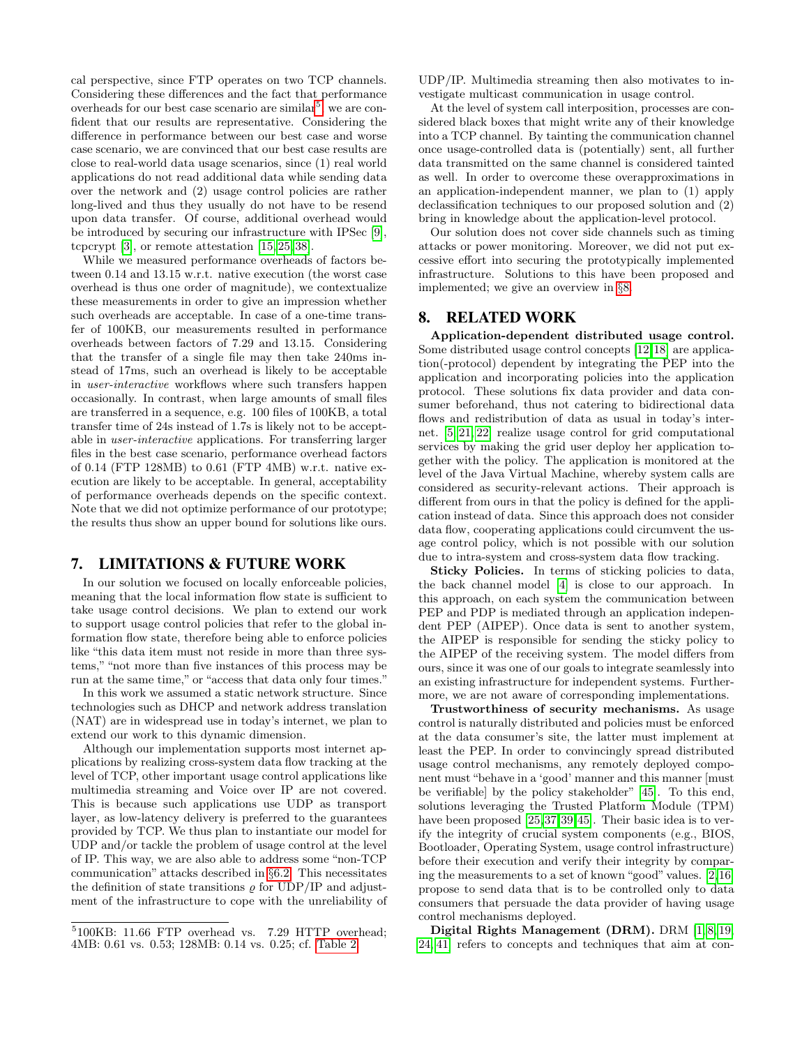cal perspective, since FTP operates on two TCP channels. Considering these differences and the fact that performance overheads for our best case scenario are similar[5], we are confident that our results are representative. Considering the difference in performance between our best case and worse case scenario, we are convinced that our best case results are close to real-world data usage scenarios, since (1) real world applications do not read additional data while sending data over the network and (2) usage control policies are rather long-lived and thus they usually do not have to be resend upon data transfer. Of course, additional overhead would be introduced by securing our infrastructure with IPSec [9], tcpcrypt [3], or remote attestation [15,25,38].

While we measured performance overheads of factors between 0.14 and 13.15 w.r.t. native execution (the worst case overhead is thus one order of magnitude), we contextualize these measurements in order to give an impression whether such overheads are acceptable. In case of a one-time transfer of 100KB, our measurements resulted in performance overheads between factors of 7.29 and 13.15. Considering that the transfer of a single file may then take 240ms instead of 17ms, such an overhead is likely to be acceptable in *user-interactive* workflows where such transfers happen occasionally. In contrast, when large amounts of small files are transferred in a sequence, e.g. 100 files of 100KB, a total transfer time of 24s instead of 1.7s is likely not to be acceptable in *user-interactive* applications. For transferring larger files in the best case scenario, performance overhead factors of 0.14 (FTP 128MB) to 0.61 (FTP 4MB) w.r.t. native execution are likely to be acceptable. In general, acceptability of performance overheads depends on the specific context. Note that we did not optimize performance of our prototype; the results thus show an upper bound for solutions like ours.

## 7. LIMITATIONS & FUTURE WORK

In our solution we focused on locally enforceable policies, meaning that the local information flow state is sufficient to take usage control decisions. We plan to extend our work to support usage control policies that refer to the global information flow state, therefore being able to enforce policies like "this data item must not reside in more than three systems," "not more than five instances of this process may be run at the same time," or "access that data only four times."

In this work we assumed a static network structure. Since technologies such as DHCP and network address translation (NAT) are in widespread use in today's internet, we plan to extend our work to this dynamic dimension.

Although our implementation supports most internet applications by realizing cross-system data flow tracking at the level of TCP, other important usage control applications like multimedia streaming and Voice over IP are not covered. This is because such applications use UDP as transport layer, as low-latency delivery is preferred to the guarantees provided by TCP. We thus plan to instantiate our model for UDP and/or tackle the problem of usage control at the level of IP. This way, we are also able to address some "non-TCP communication" attacks described in §6.2. This necessitates the definition of state transitions $\varrho$ for UDP/IP and adjustment of the infrastructure to cope with the unreliability of UDP/IP. Multimedia streaming then also motivates to investigate multicast communication in usage control.

At the level of system call interposition, processes are considered black boxes that might write any of their knowledge into a TCP channel. By tainting the communication channel once usage-controlled data is (potentially) sent, all further data transmitted on the same channel is considered tainted as well. In order to overcome these overapproximations in an application-independent manner, we plan to (1) apply declassification techniques to our proposed solution and (2) bring in knowledge about the application-level protocol.

Our solution does not cover side channels such as timing attacks or power monitoring. Moreover, we did not put excessive effort into securing the prototypically implemented infrastructure. Solutions to this have been proposed and implemented; we give an overview in §8.

## 8. RELATED WORK

**Application-dependent distributed usage control.** Some distributed usage control concepts [12,18] are application(-protocol) dependent by integrating the PEP into the application and incorporating policies into the application protocol. These solutions fix data provider and data consumer beforehand, thus not catering to bidirectional data flows and redistribution of data as usual in today's internet. [5,21,22] realize usage control for grid computational services by making the grid user deploy her application together with the policy. The application is monitored at the level of the Java Virtual Machine, whereby system calls are considered as security-relevant actions. Their approach is different from ours in that the policy is defined for the application instead of data. Since this approach does not consider data flow, cooperating applications could circumvent the usage control policy, which is not possible with our solution due to intra-system and cross-system data flow tracking.

**Sticky Policies.** In terms of sticking policies to data, the back channel model [4] is close to our approach. In this approach, on each system the communication between PEP and PDP is mediated through an application independent PEP (AIPEP). Once data is sent to another system, the AIPEP is responsible for sending the sticky policy to the AIPEP of the receiving system. The model differs from ours, since it was one of our goals to integrate seamlessly into an existing infrastructure for independent systems. Furthermore, we are not aware of corresponding implementations.

**Trustworthiness of security mechanisms.** As usage control is naturally distributed and policies must be enforced at the data consumer's site, the latter must implement at least the PEP. In order to convincingly spread distributed usage control mechanisms, any remotely deployed component must "behave in a 'good' manner and this manner [must be verifiable] by the policy stakeholder" [45]. To this end, solutions leveraging the Trusted Platform Module (TPM) have been proposed [25,37,39,45]. Their basic idea is to verify the integrity of crucial system components (e.g., BIOS, Bootloader, Operating System, usage control infrastructure) before their execution and verify their integrity by comparing the measurements to a set of known "good" values. [2,16] propose to send data that is to be controlled only to data consumers that persuade the data provider of having usage control mechanisms deployed.

**Digital Rights Management (DRM).** DRM [1,8,19,24,41] refers to concepts and techniques that aim at con-

[5] 100KB: 11.66 FTP overhead vs. 7.29 HTTP overhead; 4MB: 0.61 vs. 0.53; 128MB: 0.14 vs. 0.25; cf. Table 2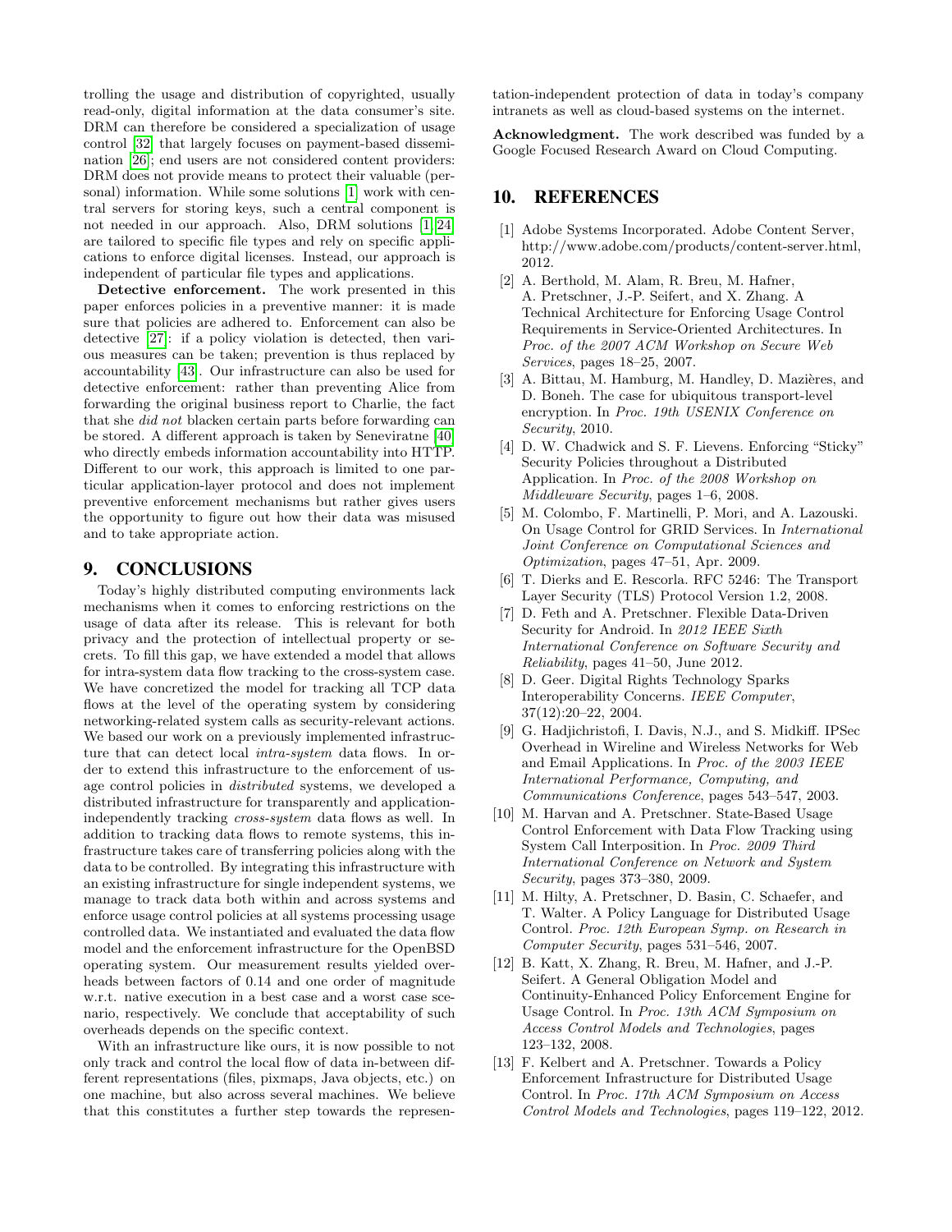trolling the usage and distribution of copyrighted, usually read-only, digital information at the data consumer's site. DRM can therefore be considered a specialization of usage control [32] that largely focuses on payment-based dissemination [26]; end users are not considered content providers: DRM does not provide means to protect their valuable (personal) information. While some solutions [1] work with central servers for storing keys, such a central component is not needed in our approach. Also, DRM solutions [1, 24] are tailored to specific file types and rely on specific applications to enforce digital licenses. Instead, our approach is independent of particular file types and applications.

**Detective enforcement.** The work presented in this paper enforces policies in a preventive manner: it is made sure that policies are adhered to. Enforcement can also be detective [27]: if a policy violation is detected, then various measures can be taken; prevention is thus replaced by accountability [43]. Our infrastructure can also be used for detective enforcement: rather than preventing Alice from forwarding the original business report to Charlie, the fact that she *did not* blacken certain parts before forwarding can be stored. A different approach is taken by Seneviratne [40] who directly embeds information accountability into HTTP. Different to our work, this approach is limited to one particular application-layer protocol and does not implement preventive enforcement mechanisms but rather gives users the opportunity to figure out how their data was misused and to take appropriate action.

## 9. CONCLUSIONS

Today's highly distributed computing environments lack mechanisms when it comes to enforcing restrictions on the usage of data after its release. This is relevant for both privacy and the protection of intellectual property or secrets. To fill this gap, we have extended a model that allows for intra-system data flow tracking to the cross-system case. We have concretized the model for tracking all TCP data flows at the level of the operating system by considering networking-related system calls as security-relevant actions. We based our work on a previously implemented infrastructure that can detect local *intra-system* data flows. In order to extend this infrastructure to the enforcement of usage control policies in *distributed* systems, we developed a distributed infrastructure for transparently and application-independently tracking *cross-system* data flows as well. In addition to tracking data flows to remote systems, this infrastructure takes care of transferring policies along with the data to be controlled. By integrating this infrastructure with an existing infrastructure for single independent systems, we manage to track data both within and across systems and enforce usage control policies at all systems processing usage controlled data. We instantiated and evaluated the data flow model and the enforcement infrastructure for the OpenBSD operating system. Our measurement results yielded overheads between factors of 0.14 and one order of magnitude w.r.t. native execution in a best case and a worst case scenario, respectively. We conclude that acceptability of such overheads depends on the specific context.

With an infrastructure like ours, it is now possible to not only track and control the local flow of data in-between different representations (files, pixmaps, Java objects, etc.) on one machine, but also across several machines. We believe that this constitutes a further step towards the representation-independent protection of data in today's company intranets as well as cloud-based systems on the internet.

**Acknowledgment.** The work described was funded by a Google Focused Research Award on Cloud Computing.

## 10. REFERENCES

[1] Adobe Systems Incorporated. Adobe Content Server, http://www.adobe.com/products/content-server.html, 2012.

[2] A. Berthold, M. Alam, R. Breu, M. Hafner, A. Pretschner, J.-P. Seifert, and X. Zhang. A Technical Architecture for Enforcing Usage Control Requirements in Service-Oriented Architectures. In *Proc. of the 2007 ACM Workshop on Secure Web Services*, pages 18–25, 2007.

[3] A. Bittau, M. Hamburg, M. Handley, D. Mazières, and D. Boneh. The case for ubiquitous transport-level encryption. In *Proc. 19th USENIX Conference on Security*, 2010.

[4] D. W. Chadwick and S. F. Lievens. Enforcing "Sticky" Security Policies throughout a Distributed Application. In *Proc. of the 2008 Workshop on Middleware Security*, pages 1–6, 2008.

[5] M. Colombo, F. Martinelli, P. Mori, and A. Lazouski. On Usage Control for GRID Services. In *International Joint Conference on Computational Sciences and Optimization*, pages 47–51, Apr. 2009.

[6] T. Dierks and E. Rescorla. RFC 5246: The Transport Layer Security (TLS) Protocol Version 1.2, 2008.

[7] D. Feth and A. Pretschner. Flexible Data-Driven Security for Android. In *2012 IEEE Sixth International Conference on Software Security and Reliability*, pages 41–50, June 2012.

[8] D. Geer. Digital Rights Technology Sparks Interoperability Concerns. *IEEE Computer*, 37(12):20–22, 2004.

[9] G. Hadjichristofi, I. Davis, N.J., and S. Midkiff. IPSec Overhead in Wireline and Wireless Networks for Web and Email Applications. In *Proc. of the 2003 IEEE International Performance, Computing, and Communications Conference*, pages 543–547, 2003.

[10] M. Harvan and A. Pretschner. State-Based Usage Control Enforcement with Data Flow Tracking using System Call Interposition. In *Proc. 2009 Third International Conference on Network and System Security*, pages 373–380, 2009.

[11] M. Hilty, A. Pretschner, D. Basin, C. Schaefer, and T. Walter. A Policy Language for Distributed Usage Control. *Proc. 12th European Symp. on Research in Computer Security*, pages 531–546, 2007.

[12] B. Katt, X. Zhang, R. Breu, M. Hafner, and J.-P. Seifert. A General Obligation Model and Continuity-Enhanced Policy Enforcement Engine for Usage Control. In *Proc. 13th ACM Symposium on Access Control Models and Technologies*, pages 123–132, 2008.

[13] F. Kelbert and A. Pretschner. Towards a Policy Enforcement Infrastructure for Distributed Usage Control. In *Proc. 17th ACM Symposium on Access Control Models and Technologies*, pages 119–122, 2012.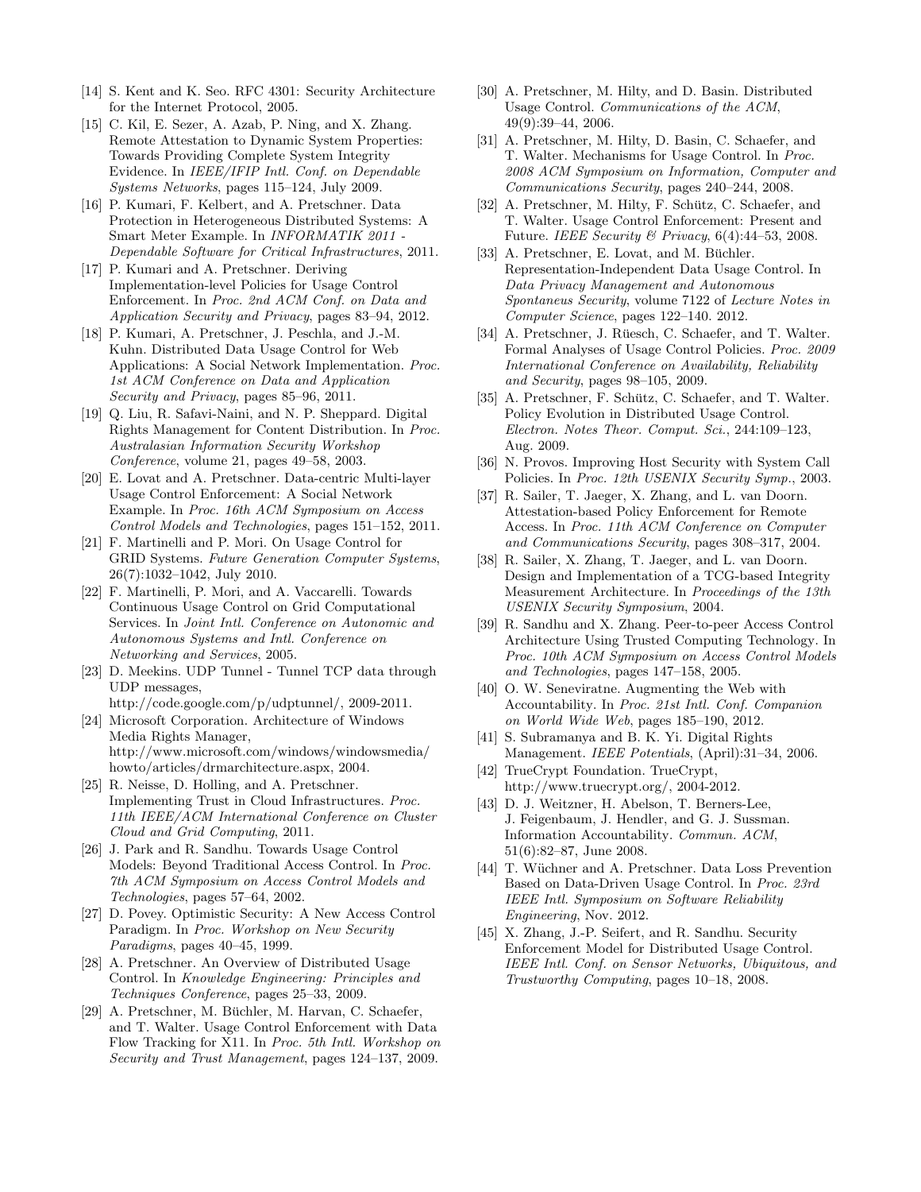[14] S. Kent and K. Seo. RFC 4301: Security Architecture for the Internet Protocol, 2005.

[15] C. Kil, E. Sezer, A. Azab, P. Ning, and X. Zhang. Remote Attestation to Dynamic System Properties: Towards Providing Complete System Integrity Evidence. In *IEEE/IFIP Intl. Conf. on Dependable Systems Networks*, pages 115–124, July 2009.

[16] P. Kumari, F. Kelbert, and A. Pretschner. Data Protection in Heterogeneous Distributed Systems: A Smart Meter Example. In *INFORMATIK 2011 - Dependable Software for Critical Infrastructures*, 2011.

[17] P. Kumari and A. Pretschner. Deriving Implementation-level Policies for Usage Control Enforcement. In *Proc. 2nd ACM Conf. on Data and Application Security and Privacy*, pages 83–94, 2012.

[18] P. Kumari, A. Pretschner, J. Peschla, and J.-M. Kuhn. Distributed Data Usage Control for Web Applications: A Social Network Implementation. *Proc. 1st ACM Conference on Data and Application Security and Privacy*, pages 85–96, 2011.

[19] Q. Liu, R. Safavi-Naini, and N. P. Sheppard. Digital Rights Management for Content Distribution. In *Proc. Australasian Information Security Workshop Conference*, volume 21, pages 49–58, 2003.

[20] E. Lovat and A. Pretschner. Data-centric Multi-layer Usage Control Enforcement: A Social Network Example. In *Proc. 16th ACM Symposium on Access Control Models and Technologies*, pages 151–152, 2011.

[21] F. Martinelli and P. Mori. On Usage Control for GRID Systems. *Future Generation Computer Systems*, 26(7):1032–1042, July 2010.

[22] F. Martinelli, P. Mori, and A. Vaccarelli. Towards Continuous Usage Control on Grid Computational Services. In *Joint Intl. Conference on Autonomic and Autonomous Systems and Intl. Conference on Networking and Services*, 2005.

[23] D. Meekins. UDP Tunnel - Tunnel TCP data through UDP messages, http://code.google.com/p/udptunnel/, 2009-2011.

[24] Microsoft Corporation. Architecture of Windows Media Rights Manager, http://www.microsoft.com/windows/windowsmedia/howto/articles/drmarchitecture.aspx, 2004.

[25] R. Neisse, D. Holling, and A. Pretschner. Implementing Trust in Cloud Infrastructures. *Proc. 11th IEEE/ACM International Conference on Cluster Cloud and Grid Computing*, 2011.

[26] J. Park and R. Sandhu. Towards Usage Control Models: Beyond Traditional Access Control. In *Proc. 7th ACM Symposium on Access Control Models and Technologies*, pages 57–64, 2002.

[27] D. Povey. Optimistic Security: A New Access Control Paradigm. In *Proc. Workshop on New Security Paradigms*, pages 40–45, 1999.

[28] A. Pretschner. An Overview of Distributed Usage Control. In *Knowledge Engineering: Principles and Techniques Conference*, pages 25–33, 2009.

[29] A. Pretschner, M. Büchler, M. Harvan, C. Schaefer, and T. Walter. Usage Control Enforcement with Data Flow Tracking for X11. In *Proc. 5th Intl. Workshop on Security and Trust Management*, pages 124–137, 2009.

[30] A. Pretschner, M. Hilty, and D. Basin. Distributed Usage Control. *Communications of the ACM*, 49(9):39–44, 2006.

[31] A. Pretschner, M. Hilty, D. Basin, C. Schaefer, and T. Walter. Mechanisms for Usage Control. In *Proc. 2008 ACM Symposium on Information, Computer and Communications Security*, pages 240–244, 2008.

[32] A. Pretschner, M. Hilty, F. Schütz, C. Schaefer, and T. Walter. Usage Control Enforcement: Present and Future. *IEEE Security & Privacy*, 6(4):44–53, 2008.

[33] A. Pretschner, E. Lovat, and M. Büchler. Representation-Independent Data Usage Control. In *Data Privacy Management and Autonomous Spontaneus Security*, volume 7122 of *Lecture Notes in Computer Science*, pages 122–140. 2012.

[34] A. Pretschner, J. Rüesch, C. Schaefer, and T. Walter. Formal Analyses of Usage Control Policies. *Proc. 2009 International Conference on Availability, Reliability and Security*, pages 98–105, 2009.

[35] A. Pretschner, F. Schütz, C. Schaefer, and T. Walter. Policy Evolution in Distributed Usage Control. *Electron. Notes Theor. Comput. Sci.*, 244:109–123, Aug. 2009.

[36] N. Provos. Improving Host Security with System Call Policies. In *Proc. 12th USENIX Security Symp.*, 2003.

[37] R. Sailer, T. Jaeger, X. Zhang, and L. van Doorn. Attestation-based Policy Enforcement for Remote Access. In *Proc. 11th ACM Conference on Computer and Communications Security*, pages 308–317, 2004.

[38] R. Sailer, X. Zhang, T. Jaeger, and L. van Doorn. Design and Implementation of a TCG-based Integrity Measurement Architecture. In *Proceedings of the 13th USENIX Security Symposium*, 2004.

[39] R. Sandhu and X. Zhang. Peer-to-peer Access Control Architecture Using Trusted Computing Technology. In *Proc. 10th ACM Symposium on Access Control Models and Technologies*, pages 147–158, 2005.

[40] O. W. Seneviratne. Augmenting the Web with Accountability. In *Proc. 21st Intl. Conf. Companion on World Wide Web*, pages 185–190, 2012.

[41] S. Subramanya and B. K. Yi. Digital Rights Management. *IEEE Potentials*, (April):31–34, 2006.

[42] TrueCrypt Foundation. TrueCrypt, http://www.truecrypt.org/, 2004-2012.

[43] D. J. Weitzner, H. Abelson, T. Berners-Lee, J. Feigenbaum, J. Hendler, and G. J. Sussman. Information Accountability. *Commun. ACM*, 51(6):82–87, June 2008.

[44] T. Wüchner and A. Pretschner. Data Loss Prevention Based on Data-Driven Usage Control. In *Proc. 23rd IEEE Intl. Symposium on Software Reliability Engineering*, Nov. 2012.

[45] X. Zhang, J.-P. Seifert, and R. Sandhu. Security Enforcement Model for Distributed Usage Control. *IEEE Intl. Conf. on Sensor Networks, Ubiquitous, and Trustworthy Computing*, pages 10–18, 2008.